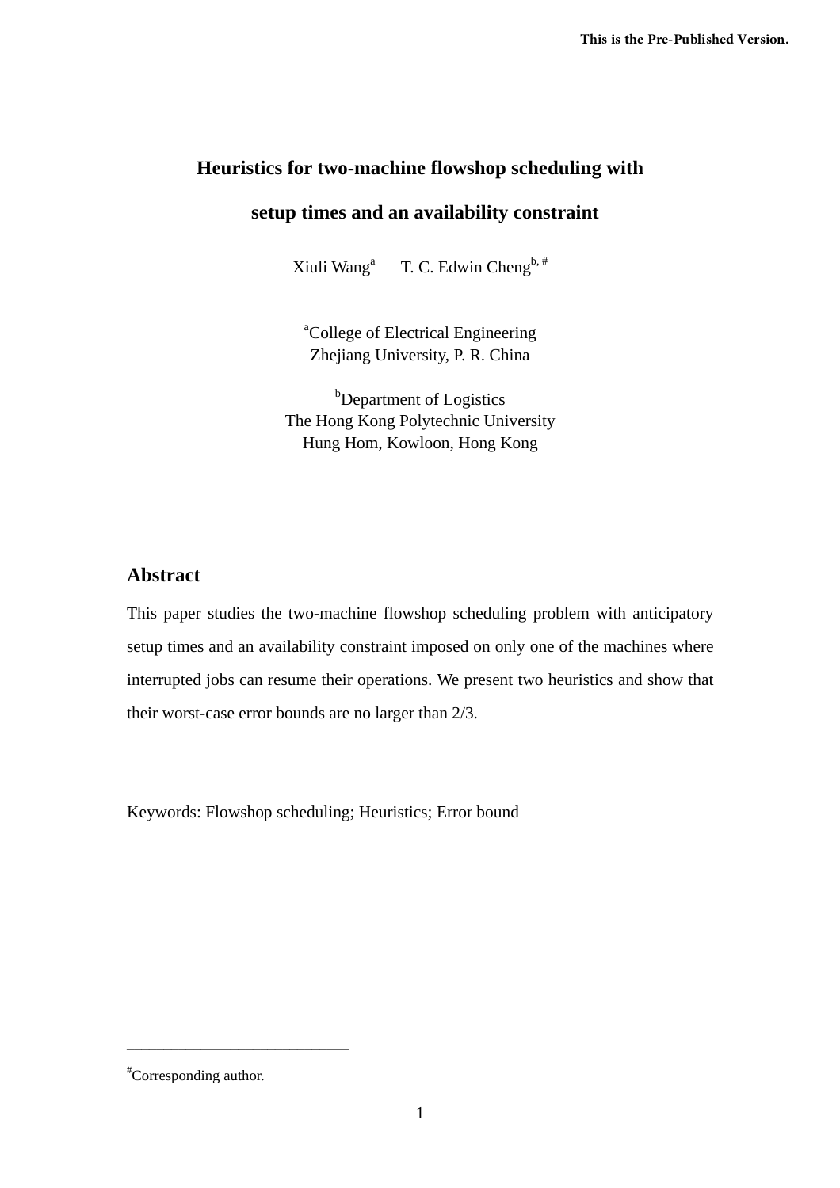This is the Pre-Published Version.

# Heuristics for two-machine flowshop scheduling with setup times and an availability constraint

Xiuli Wang[a]  T. C. Edwin Cheng[b, #]

[a]College of Electrical Engineering
Zhejiang University, P. R. China

[b]Department of Logistics
The Hong Kong Polytechnic University
Hung Hom, Kowloon, Hong Kong

## Abstract

This paper studies the two-machine flowshop scheduling problem with anticipatory setup times and an availability constraint imposed on only one of the machines where interrupted jobs can resume their operations. We present two heuristics and show that their worst-case error bounds are no larger than 2/3.

Keywords: Flowshop scheduling; Heuristics; Error bound

---

[#]Corresponding author.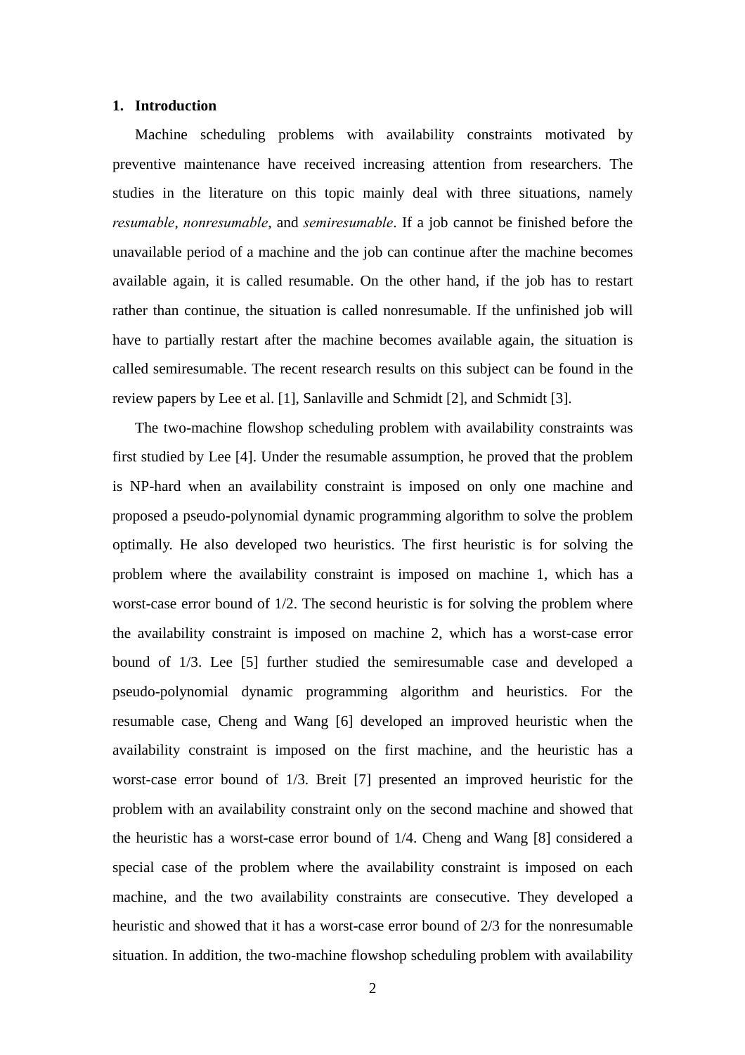## 1. Introduction

Machine scheduling problems with availability constraints motivated by preventive maintenance have received increasing attention from researchers. The studies in the literature on this topic mainly deal with three situations, namely *resumable*, *nonresumable*, and *semiresumable*. If a job cannot be finished before the unavailable period of a machine and the job can continue after the machine becomes available again, it is called resumable. On the other hand, if the job has to restart rather than continue, the situation is called nonresumable. If the unfinished job will have to partially restart after the machine becomes available again, the situation is called semiresumable. The recent research results on this subject can be found in the review papers by Lee et al. [1], Sanlaville and Schmidt [2], and Schmidt [3].

The two-machine flowshop scheduling problem with availability constraints was first studied by Lee [4]. Under the resumable assumption, he proved that the problem is NP-hard when an availability constraint is imposed on only one machine and proposed a pseudo-polynomial dynamic programming algorithm to solve the problem optimally. He also developed two heuristics. The first heuristic is for solving the problem where the availability constraint is imposed on machine 1, which has a worst-case error bound of 1/2. The second heuristic is for solving the problem where the availability constraint is imposed on machine 2, which has a worst-case error bound of 1/3. Lee [5] further studied the semiresumable case and developed a pseudo-polynomial dynamic programming algorithm and heuristics. For the resumable case, Cheng and Wang [6] developed an improved heuristic when the availability constraint is imposed on the first machine, and the heuristic has a worst-case error bound of 1/3. Breit [7] presented an improved heuristic for the problem with an availability constraint only on the second machine and showed that the heuristic has a worst-case error bound of 1/4. Cheng and Wang [8] considered a special case of the problem where the availability constraint is imposed on each machine, and the two availability constraints are consecutive. They developed a heuristic and showed that it has a worst-case error bound of 2/3 for the nonresumable situation. In addition, the two-machine flowshop scheduling problem with availability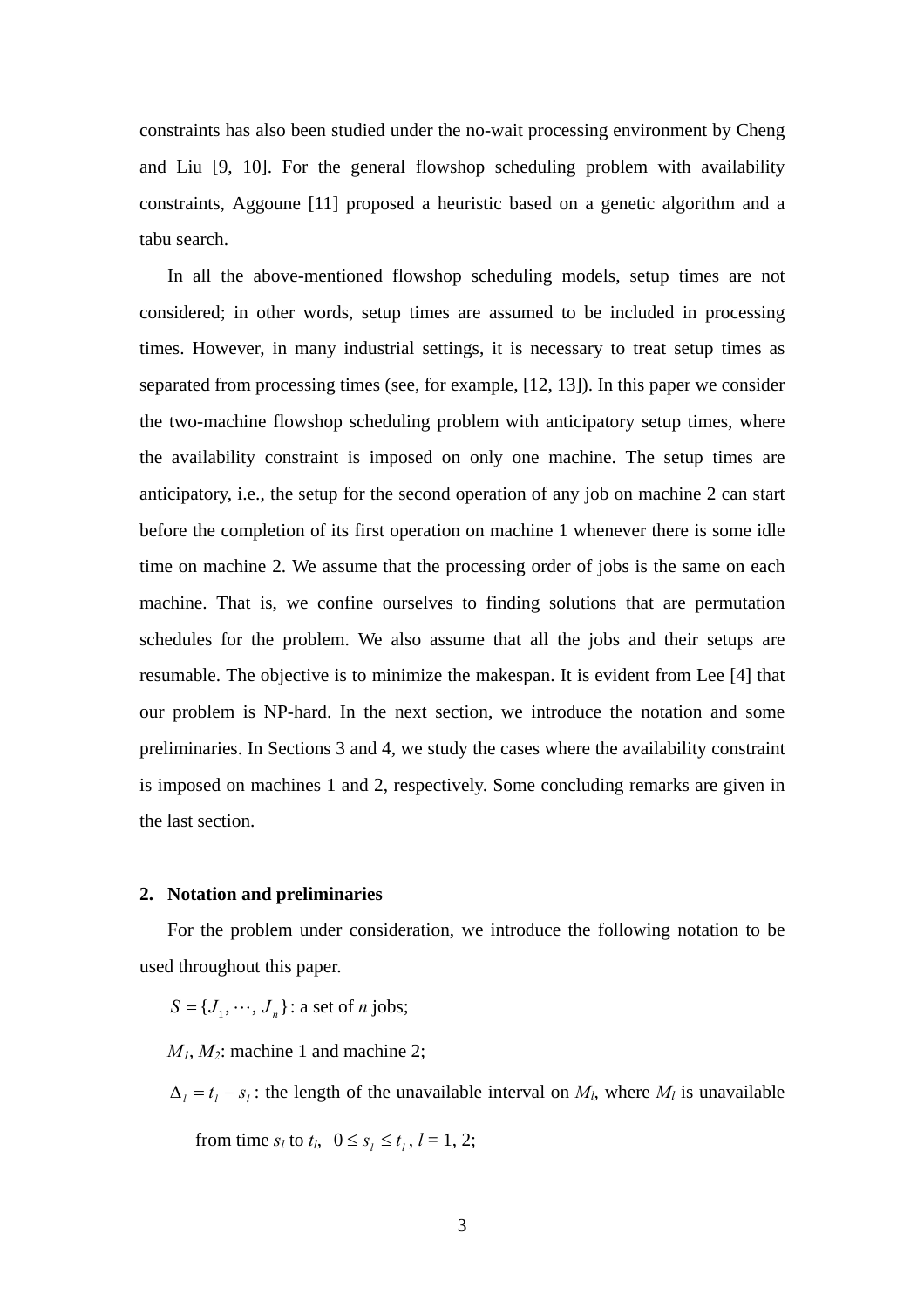constraints has also been studied under the no-wait processing environment by Cheng and Liu [9, 10]. For the general flowshop scheduling problem with availability constraints, Aggoune [11] proposed a heuristic based on a genetic algorithm and a tabu search.

In all the above-mentioned flowshop scheduling models, setup times are not considered; in other words, setup times are assumed to be included in processing times. However, in many industrial settings, it is necessary to treat setup times as separated from processing times (see, for example, [12, 13]). In this paper we consider the two-machine flowshop scheduling problem with anticipatory setup times, where the availability constraint is imposed on only one machine. The setup times are anticipatory, i.e., the setup for the second operation of any job on machine 2 can start before the completion of its first operation on machine 1 whenever there is some idle time on machine 2. We assume that the processing order of jobs is the same on each machine. That is, we confine ourselves to finding solutions that are permutation schedules for the problem. We also assume that all the jobs and their setups are resumable. The objective is to minimize the makespan. It is evident from Lee [4] that our problem is NP-hard. In the next section, we introduce the notation and some preliminaries. In Sections 3 and 4, we study the cases where the availability constraint is imposed on machines 1 and 2, respectively. Some concluding remarks are given in the last section.

## 2. Notation and preliminaries

For the problem under consideration, we introduce the following notation to be used throughout this paper.

$S = \{J_1, \cdots, J_n\}$: a set of $n$ jobs;

$M_1$, $M_2$: machine 1 and machine 2;

$\Delta_l = t_l - s_l$: the length of the unavailable interval on $M_l$, where $M_l$ is unavailable from time $s_l$ to $t_l$, $0 \le s_l \le t_l$, $l$ = 1, 2;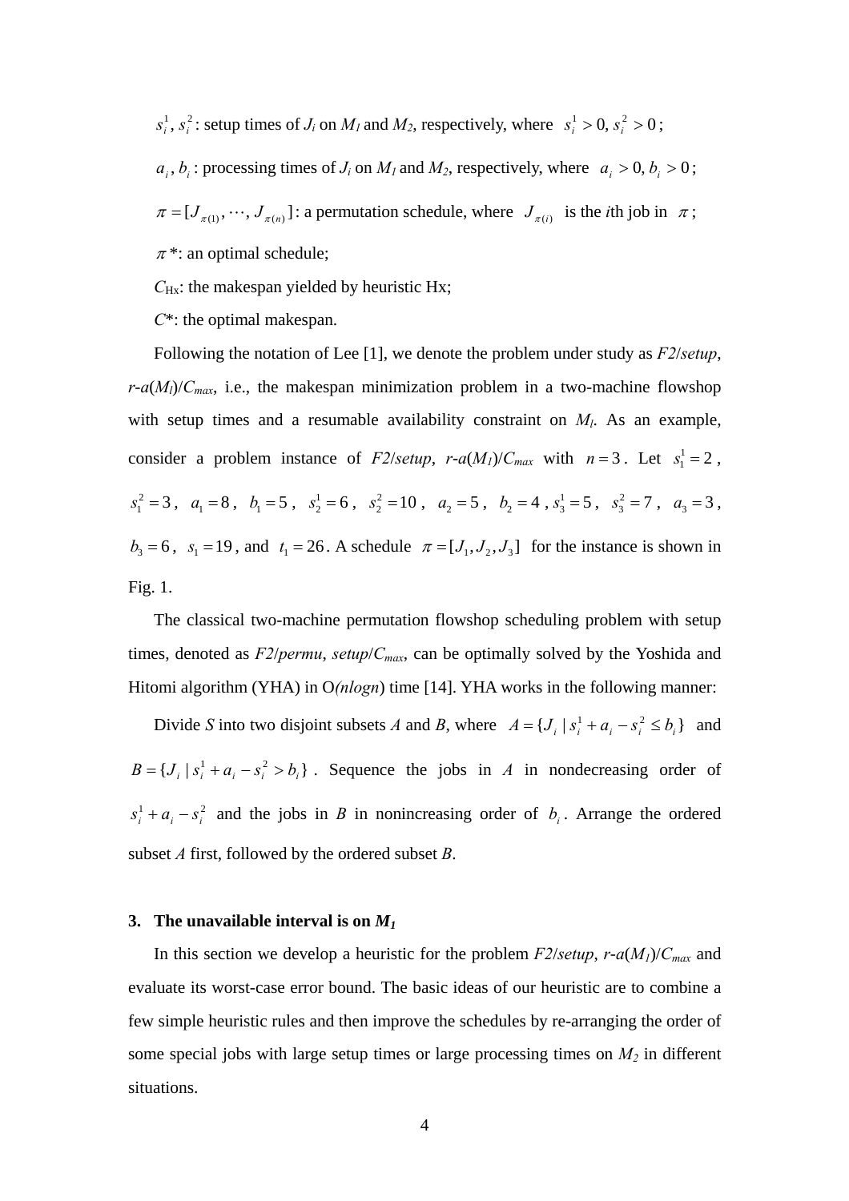$s_i^1$, $s_i^2$: setup times of $J_i$ on $M_1$ and $M_2$, respectively, where $s_i^1 > 0, s_i^2 > 0$;

$a_i$, $b_i$: processing times of $J_i$ on $M_1$ and $M_2$, respectively, where $a_i > 0, b_i > 0$;

$\pi = [J_{\pi(1)}, \cdots, J_{\pi(n)}]$: a permutation schedule, where $J_{\pi(i)}$ is the $i$th job in $\pi$;

$\pi$*: an optimal schedule;

$C_{\text{Hx}}$: the makespan yielded by heuristic Hx;

$C$*: the optimal makespan.

Following the notation of Lee [1], we denote the problem under study as *F2*/*setup*, *r*-*a*($M_l$)/$C_{max}$, i.e., the makespan minimization problem in a two-machine flowshop with setup times and a resumable availability constraint on $M_l$. As an example, consider a problem instance of *F2*/*setup*, *r*-*a*($M_1$)/$C_{max}$ with $n = 3$. Let $s_1^1 = 2$, $s_1^2 = 3$, $a_1 = 8$, $b_1 = 5$, $s_2^1 = 6$, $s_2^2 = 10$, $a_2 = 5$, $b_2 = 4$, $s_3^1 = 5$, $s_3^2 = 7$, $a_3 = 3$, $b_3 = 6$, $s_1 = 19$, and $t_1 = 26$. A schedule $\pi = [J_1, J_2, J_3]$ for the instance is shown in Fig. 1.

The classical two-machine permutation flowshop scheduling problem with setup times, denoted as *F2*/*permu*, *setup*/$C_{max}$, can be optimally solved by the Yoshida and Hitomi algorithm (YHA) in O(*nlogn*) time [14]. YHA works in the following manner:

Divide *S* into two disjoint subsets *A* and *B*, where $A = \{J_i \mid s_i^1 + a_i - s_i^2 \le b_i\}$ and $B = \{J_i \mid s_i^1 + a_i - s_i^2 > b_i\}$. Sequence the jobs in *A* in nondecreasing order of $s_i^1 + a_i - s_i^2$ and the jobs in *B* in nonincreasing order of $b_i$. Arrange the ordered subset *A* first, followed by the ordered subset *B*.

## 3. The unavailable interval is on $M_1$

In this section we develop a heuristic for the problem *F2*/*setup*, *r*-*a*($M_1$)/$C_{max}$ and evaluate its worst-case error bound. The basic ideas of our heuristic are to combine a few simple heuristic rules and then improve the schedules by re-arranging the order of some special jobs with large setup times or large processing times on $M_2$ in different situations.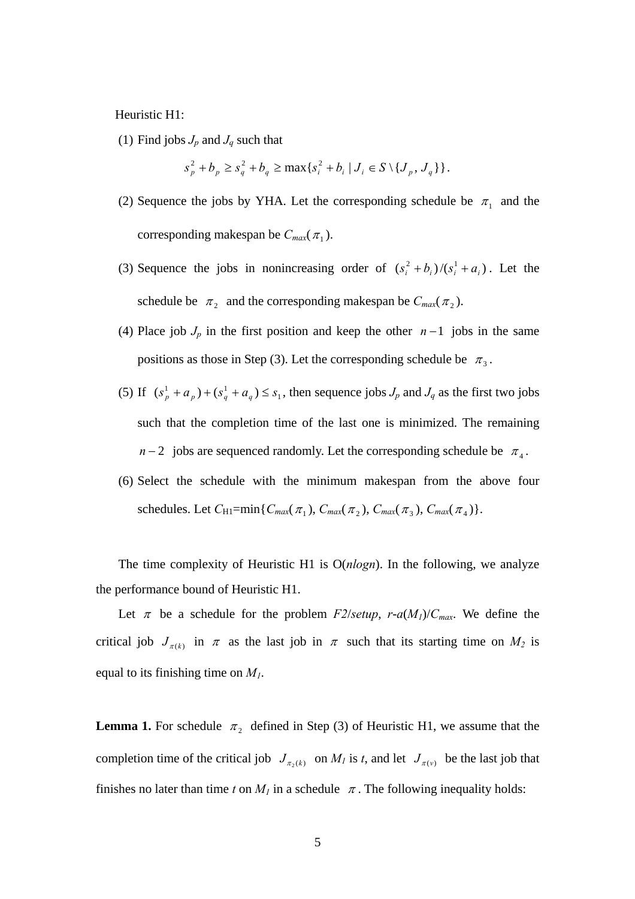Heuristic H1:

(1) Find jobs $J_p$ and $J_q$ such that

$$s_p^2 + b_p \geq s_q^2 + b_q \geq \max\{s_i^2 + b_i \mid J_i \in S \setminus \{J_p, J_q\}\}.$$

(2) Sequence the jobs by YHA. Let the corresponding schedule be $\pi_1$ and the corresponding makespan be $C_{max}(\pi_1)$.

(3) Sequence the jobs in nonincreasing order of $(s_i^2 + b_i)/(s_i^1 + a_i)$. Let the schedule be $\pi_2$ and the corresponding makespan be $C_{max}(\pi_2)$.

(4) Place job $J_p$ in the first position and keep the other $n-1$ jobs in the same positions as those in Step (3). Let the corresponding schedule be $\pi_3$.

(5) If $(s_p^1 + a_p) + (s_q^1 + a_q) \leq s_1$, then sequence jobs $J_p$ and $J_q$ as the first two jobs such that the completion time of the last one is minimized. The remaining $n-2$ jobs are sequenced randomly. Let the corresponding schedule be $\pi_4$.

(6) Select the schedule with the minimum makespan from the above four schedules. Let $C_{H1}=\min\{C_{max}(\pi_1), C_{max}(\pi_2), C_{max}(\pi_3), C_{max}(\pi_4)\}$.

The time complexity of Heuristic H1 is O($nlogn$). In the following, we analyze the performance bound of Heuristic H1.

Let $\pi$ be a schedule for the problem $F2/setup$, $r$-$a(M_1)/C_{max}$. We define the critical job $J_{\pi(k)}$ in $\pi$ as the last job in $\pi$ such that its starting time on $M_2$ is equal to its finishing time on $M_1$.

**Lemma 1.** For schedule $\pi_2$ defined in Step (3) of Heuristic H1, we assume that the completion time of the critical job $J_{\pi_2(k)}$ on $M_1$ is $t$, and let $J_{\pi(v)}$ be the last job that finishes no later than time $t$ on $M_1$ in a schedule $\pi$. The following inequality holds: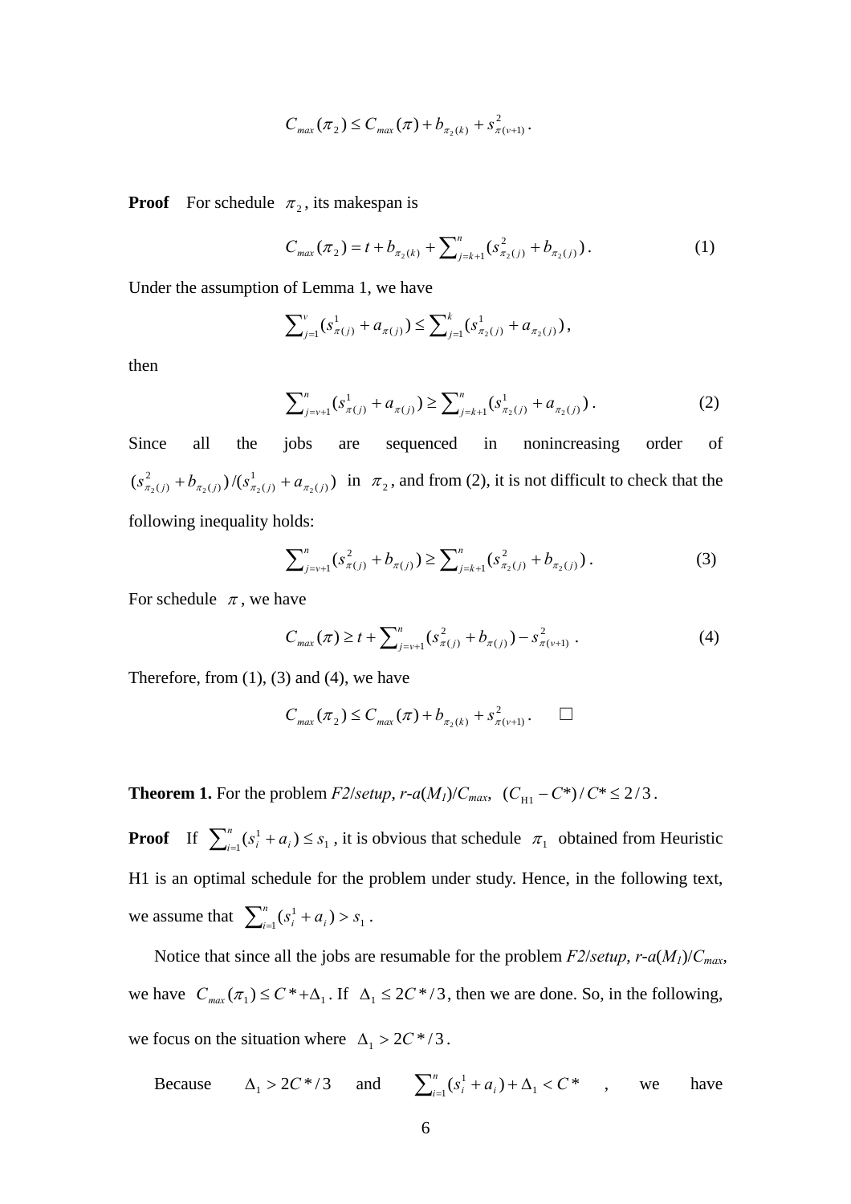$$C_{max}(\pi_2) \le C_{max}(\pi) + b_{\pi_2(k)} + s^2_{\pi(v+1)}.$$

**Proof** For schedule $\pi_2$, its makespan is

$$C_{max}(\pi_2) = t + b_{\pi_2(k)} + \sum_{j=k+1}^{n}(s^2_{\pi_2(j)} + b_{\pi_2(j)}). \tag{1}$$

Under the assumption of Lemma 1, we have

$$\sum_{j=1}^{v}(s^1_{\pi(j)} + a_{\pi(j)}) \le \sum_{j=1}^{k}(s^1_{\pi_2(j)} + a_{\pi_2(j)}),$$

then

$$\sum_{j=v+1}^{n}(s^1_{\pi(j)} + a_{\pi(j)}) \ge \sum_{j=k+1}^{n}(s^1_{\pi_2(j)} + a_{\pi_2(j)}). \tag{2}$$

Since all the jobs are sequenced in nonincreasing order of $(s^2_{\pi_2(j)} + b_{\pi_2(j)})/(s^1_{\pi_2(j)} + a_{\pi_2(j)})$ in $\pi_2$, and from (2), it is not difficult to check that the following inequality holds:

$$\sum_{j=v+1}^{n}(s^2_{\pi(j)} + b_{\pi(j)}) \ge \sum_{j=k+1}^{n}(s^2_{\pi_2(j)} + b_{\pi_2(j)}). \tag{3}$$

For schedule $\pi$, we have

$$C_{max}(\pi) \ge t + \sum_{j=v+1}^{n}(s^2_{\pi(j)} + b_{\pi(j)}) - s^2_{\pi(v+1)}. \tag{4}$$

Therefore, from (1), (3) and (4), we have

$$C_{max}(\pi_2) \le C_{max}(\pi) + b_{\pi_2(k)} + s^2_{\pi(v+1)}. \quad \square$$

**Theorem 1.** For the problem *F2*/*setup*, *r-a*($M_1$)/$C_{max}$, $(C_{\text{H1}} - C^*)/C^* \le 2/3$.

**Proof** If $\sum_{i=1}^{n}(s^1_i + a_i) \le s_1$, it is obvious that schedule $\pi_1$ obtained from Heuristic H1 is an optimal schedule for the problem under study. Hence, in the following text, we assume that $\sum_{i=1}^{n}(s^1_i + a_i) > s_1$.

Notice that since all the jobs are resumable for the problem *F2*/*setup*, *r-a*($M_1$)/$C_{max}$, we have $C_{max}(\pi_1) \le C^* + \Delta_1$. If $\Delta_1 \le 2C^*/3$, then we are done. So, in the following, we focus on the situation where $\Delta_1 > 2C^*/3$.

Because $\Delta_1 > 2C^*/3$ and $\sum_{i=1}^{n}(s^1_i + a_i) + \Delta_1 < C^*$, we have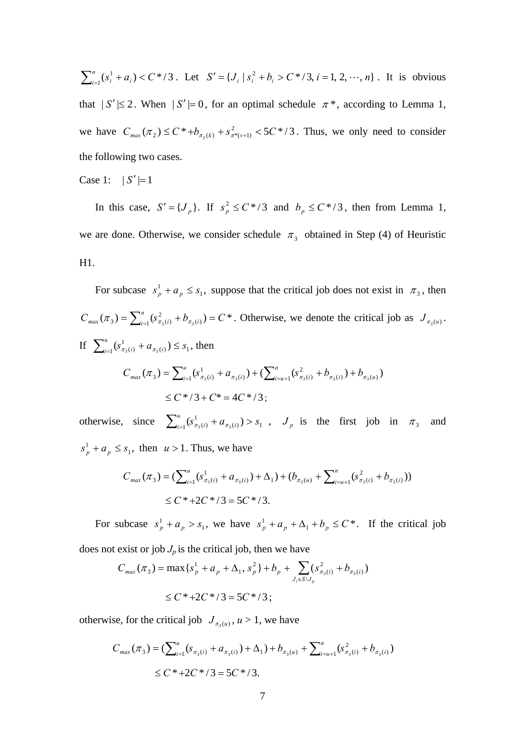$\sum_{i=1}^{n}(s_i^1 + a_i) < C^*/3$. Let $S' = \{J_i \mid s_i^2 + b_i > C^*/3, i = 1, 2, \cdots, n\}$. It is obvious that $|S'| \le 2$. When $|S'| = 0$, for an optimal schedule $\pi^*$, according to Lemma 1, we have $C_{max}(\pi_2) \le C^* + b_{\pi_2(k)} + s_{\pi^*(v+1)}^2 < 5C^*/3$. Thus, we only need to consider the following two cases.

Case 1: $|S'| = 1$

In this case, $S' = \{J_p\}$. If $s_p^2 \le C^*/3$ and $b_p \le C^*/3$, then from Lemma 1, we are done. Otherwise, we consider schedule $\pi_3$ obtained in Step (4) of Heuristic H1.

For subcase $s_p^1 + a_p \le s_1$, suppose that the critical job does not exist in $\pi_3$, then $C_{max}(\pi_3) = \sum_{i=1}^{n}(s_{\pi_3(i)}^2 + b_{\pi_3(i)}) = C^*$. Otherwise, we denote the critical job as $J_{\pi_3(u)}$. If $\sum_{i=1}^{u}(s_{\pi_3(i)}^1 + a_{\pi_3(i)}) \le s_1$, then

$$
\begin{aligned}
C_{max}(\pi_3) &= \sum_{i=1}^{u}(s_{\pi_3(i)}^1 + a_{\pi_3(i)}) + (\sum_{i=u+1}^{n}(s_{\pi_3(i)}^2 + b_{\pi_3(i)}) + b_{\pi_3(u)}) \\
&\le C^*/3 + C^* = 4C^*/3;
\end{aligned}
$$

otherwise, since $\sum_{i=1}^{u}(s_{\pi_3(i)}^1 + a_{\pi_3(i)}) > s_1$, $J_p$ is the first job in $\pi_3$ and $s_p^1 + a_p \le s_1$, then $u > 1$. Thus, we have

$$
\begin{aligned}
C_{max}(\pi_3) &= (\sum_{i=1}^{u}(s_{\pi_3(i)}^1 + a_{\pi_3(i)}) + \Delta_1) + (b_{\pi_3(u)} + \sum_{i=u+1}^{n}(s_{\pi_3(i)}^2 + b_{\pi_3(i)})) \\
&\le C^* + 2C^*/3 = 5C^*/3.
\end{aligned}
$$

For subcase $s_p^1 + a_p > s_1$, we have $s_p^1 + a_p + \Delta_1 + b_p \le C^*$. If the critical job does not exist or job $J_p$ is the critical job, then we have

$$
\begin{aligned}
C_{max}(\pi_3) &= \max\{s_p^1 + a_p + \Delta_1, s_p^2\} + b_p + \sum_{J_i \in S \setminus J_p}(s_{\pi_3(i)}^2 + b_{\pi_3(i)}) \\
&\le C^* + 2C^*/3 = 5C^*/3;
\end{aligned}
$$

otherwise, for the critical job $J_{\pi_3(u)}$, $u > 1$, we have

$$
\begin{aligned}
C_{max}(\pi_3) &= (\sum_{i=1}^{u}(s_{\pi_3(i)} + a_{\pi_3(i)}) + \Delta_1) + b_{\pi_3(u)} + \sum_{i=u+1}^{n}(s_{\pi_3(i)}^2 + b_{\pi_3(i)}) \\
&\le C^* + 2C^*/3 = 5C^*/3.
\end{aligned}
$$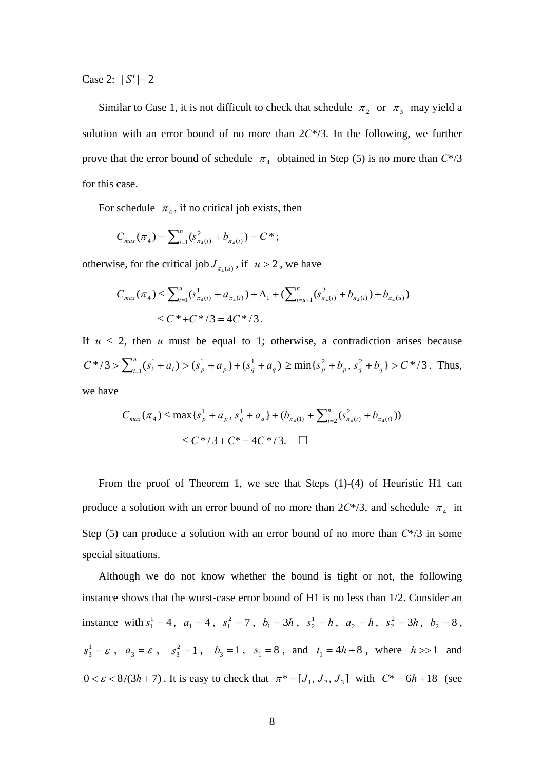Case 2: $|S'|=2$

Similar to Case 1, it is not difficult to check that schedule $\pi_2$ or $\pi_3$ may yield a solution with an error bound of no more than 2$C$*/3. In the following, we further prove that the error bound of schedule $\pi_4$ obtained in Step (5) is no more than $C$*/3 for this case.

For schedule $\pi_4$, if no critical job exists, then

$$C_{max}(\pi_4) = \sum_{i=1}^{n}(s^2_{\pi_4(i)} + b_{\pi_4(i)}) = C^*;$$

otherwise, for the critical job $J_{\pi_4(u)}$, if $u > 2$, we have

$$C_{max}(\pi_4) \le \sum_{i=1}^{u}(s^1_{\pi_4(i)} + a_{\pi_4(i)}) + \Delta_1 + (\sum_{i=u+1}^{n}(s^2_{\pi_4(i)} + b_{\pi_4(i)}) + b_{\pi_4(u)})$$
$$\le C^* + C^*/3 = 4C^*/3.$$

If $u \le 2$, then $u$ must be equal to 1; otherwise, a contradiction arises because $C^*/3 > \sum_{i=1}^{n}(s^1_i + a_i) > (s^1_p + a_p) + (s^1_q + a_q) \ge \min\{s^2_p + b_p, s^2_q + b_q\} > C^*/3$. Thus, we have

$$C_{max}(\pi_4) \le \max\{s^1_p + a_p, s^1_q + a_q\} + (b_{\pi_4(1)} + \sum_{i=2}^{n}(s^2_{\pi_4(i)} + b_{\pi_4(i)}))$$
$$\le C^*/3 + C^* = 4C^*/3. \quad \square$$

From the proof of Theorem 1, we see that Steps (1)-(4) of Heuristic H1 can produce a solution with an error bound of no more than 2$C$*/3, and schedule $\pi_4$ in Step (5) can produce a solution with an error bound of no more than $C$*/3 in some special situations.

Although we do not know whether the bound is tight or not, the following instance shows that the worst-case error bound of H1 is no less than 1/2. Consider an instance with $s^1_1 = 4$, $a_1 = 4$, $s^2_1 = 7$, $b_1 = 3h$, $s^1_2 = h$, $a_2 = h$, $s^2_2 = 3h$, $b_2 = 8$, $s^1_3 = \varepsilon$, $a_3 = \varepsilon$, $s^2_3 = 1$, $b_3 = 1$, $s_1 = 8$, and $t_1 = 4h + 8$, where $h >> 1$ and $0 < \varepsilon < 8/(3h+7)$. It is easy to check that $\pi^* = [J_1, J_2, J_3]$ with $C^* = 6h + 18$ (see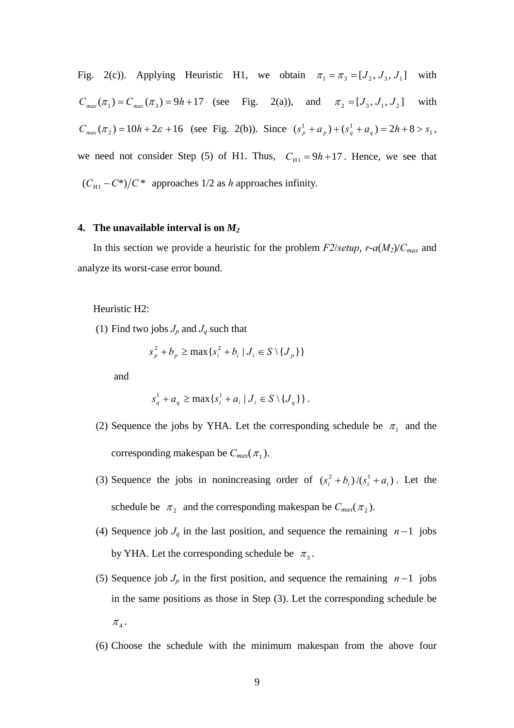Fig. 2(c)). Applying Heuristic H1, we obtain $\pi_1 = \pi_3 = [J_2, J_3, J_1]$ with $C_{max}(\pi_1) = C_{max}(\pi_3) = 9h + 17$ (see Fig. 2(a)), and $\pi_2 = [J_3, J_1, J_2]$ with $C_{max}(\pi_2) = 10h + 2\varepsilon + 16$ (see Fig. 2(b)). Since $(s_p^1 + a_p) + (s_q^1 + a_q) = 2h + 8 > s_1$, we need not consider Step (5) of H1. Thus, $C_{\mathrm{H1}} = 9h + 17$. Hence, we see that $(C_{\mathrm{H1}} - C^*)/C^*$ approaches 1/2 as $h$ approaches infinity.

## 4. The unavailable interval is on $M_2$

In this section we provide a heuristic for the problem $F2/setup$, $r$-$a(M_2)/C_{max}$ and analyze its worst-case error bound.

Heuristic H2:

(1) Find two jobs $J_p$ and $J_q$ such that

$$s_p^2 + b_p \geq \max\{s_i^2 + b_i \mid J_i \in S \setminus \{J_p\}\}$$

and

$$s_q^1 + a_q \geq \max\{s_i^1 + a_i \mid J_i \in S \setminus \{J_q\}\}.$$

(2) Sequence the jobs by YHA. Let the corresponding schedule be $\pi_1$ and the corresponding makespan be $C_{max}(\pi_1)$.

(3) Sequence the jobs in nonincreasing order of $(s_i^2 + b_i)/(s_i^1 + a_i)$. Let the schedule be $\pi_2$ and the corresponding makespan be $C_{max}(\pi_2)$.

(4) Sequence job $J_q$ in the last position, and sequence the remaining $n-1$ jobs by YHA. Let the corresponding schedule be $\pi_3$.

(5) Sequence job $J_p$ in the first position, and sequence the remaining $n-1$ jobs in the same positions as those in Step (3). Let the corresponding schedule be $\pi_4$.

(6) Choose the schedule with the minimum makespan from the above four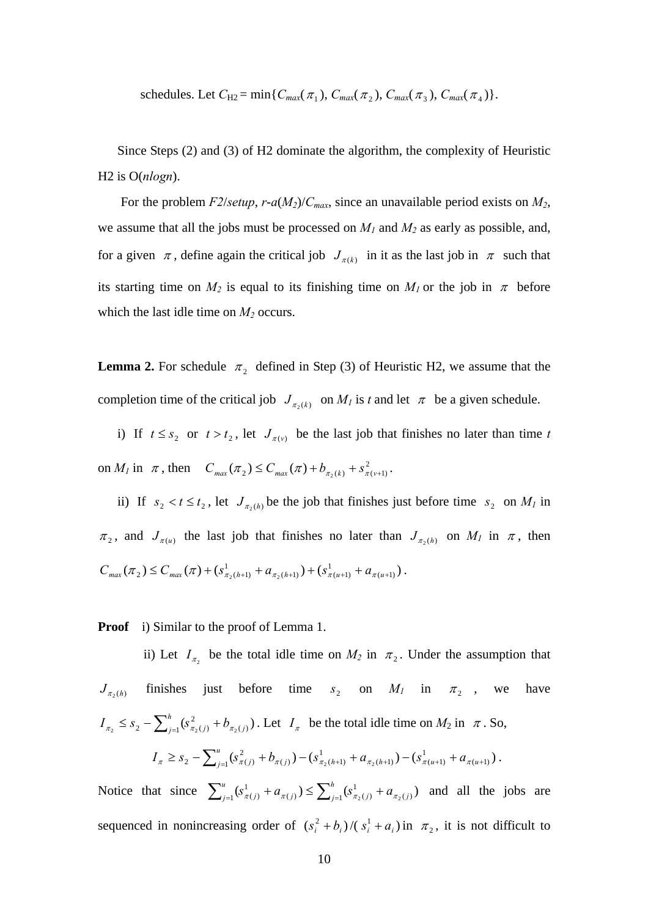schedules. Let $C_{\text{H2}} = \min\{C_{max}(\pi_1), C_{max}(\pi_2), C_{max}(\pi_3), C_{max}(\pi_4)\}$.

Since Steps (2) and (3) of H2 dominate the algorithm, the complexity of Heuristic H2 is O($nlogn$).

For the problem $F2/setup$, $r\text{-}a(M_2)/C_{max}$, since an unavailable period exists on $M_2$, we assume that all the jobs must be processed on $M_1$ and $M_2$ as early as possible, and, for a given $\pi$, define again the critical job $J_{\pi(k)}$ in it as the last job in $\pi$ such that its starting time on $M_2$ is equal to its finishing time on $M_1$ or the job in $\pi$ before which the last idle time on $M_2$ occurs.

**Lemma 2.** For schedule $\pi_2$ defined in Step (3) of Heuristic H2, we assume that the completion time of the critical job $J_{\pi_2(k)}$ on $M_1$ is $t$ and let $\pi$ be a given schedule.

i) If $t \le s_2$ or $t > t_2$, let $J_{\pi(v)}$ be the last job that finishes no later than time $t$ on $M_1$ in $\pi$, then $C_{max}(\pi_2) \le C_{max}(\pi) + b_{\pi_2(k)} + s^2_{\pi(v+1)}$.

ii) If $s_2 < t \le t_2$, let $J_{\pi_2(h)}$ be the job that finishes just before time $s_2$ on $M_1$ in $\pi_2$, and $J_{\pi(u)}$ the last job that finishes no later than $J_{\pi_2(h)}$ on $M_1$ in $\pi$, then $C_{max}(\pi_2) \le C_{max}(\pi) + (s^1_{\pi_2(h+1)} + a_{\pi_2(h+1)}) + (s^1_{\pi(u+1)} + a_{\pi(u+1)})$.

**Proof** i) Similar to the proof of Lemma 1.

ii) Let $I_{\pi_2}$ be the total idle time on $M_2$ in $\pi_2$. Under the assumption that $J_{\pi_2(h)}$ finishes just before time $s_2$ on $M_1$ in $\pi_2$, we have $I_{\pi_2} \le s_2 - \sum_{j=1}^{h}(s^2_{\pi_2(j)} + b_{\pi_2(j)})$. Let $I_\pi$ be the total idle time on $M_2$ in $\pi$. So,

$$I_\pi \ge s_2 - \sum_{j=1}^{u}(s^2_{\pi(j)} + b_{\pi(j)}) - (s^1_{\pi_2(h+1)} + a_{\pi_2(h+1)}) - (s^1_{\pi(u+1)} + a_{\pi(u+1)}).$$

Notice that since $\sum_{j=1}^{u}(s^1_{\pi(j)} + a_{\pi(j)}) \le \sum_{j=1}^{h}(s^1_{\pi_2(j)} + a_{\pi_2(j)})$ and all the jobs are sequenced in nonincreasing order of $(s^2_i + b_i)/(s^1_i + a_i)$ in $\pi_2$, it is not difficult to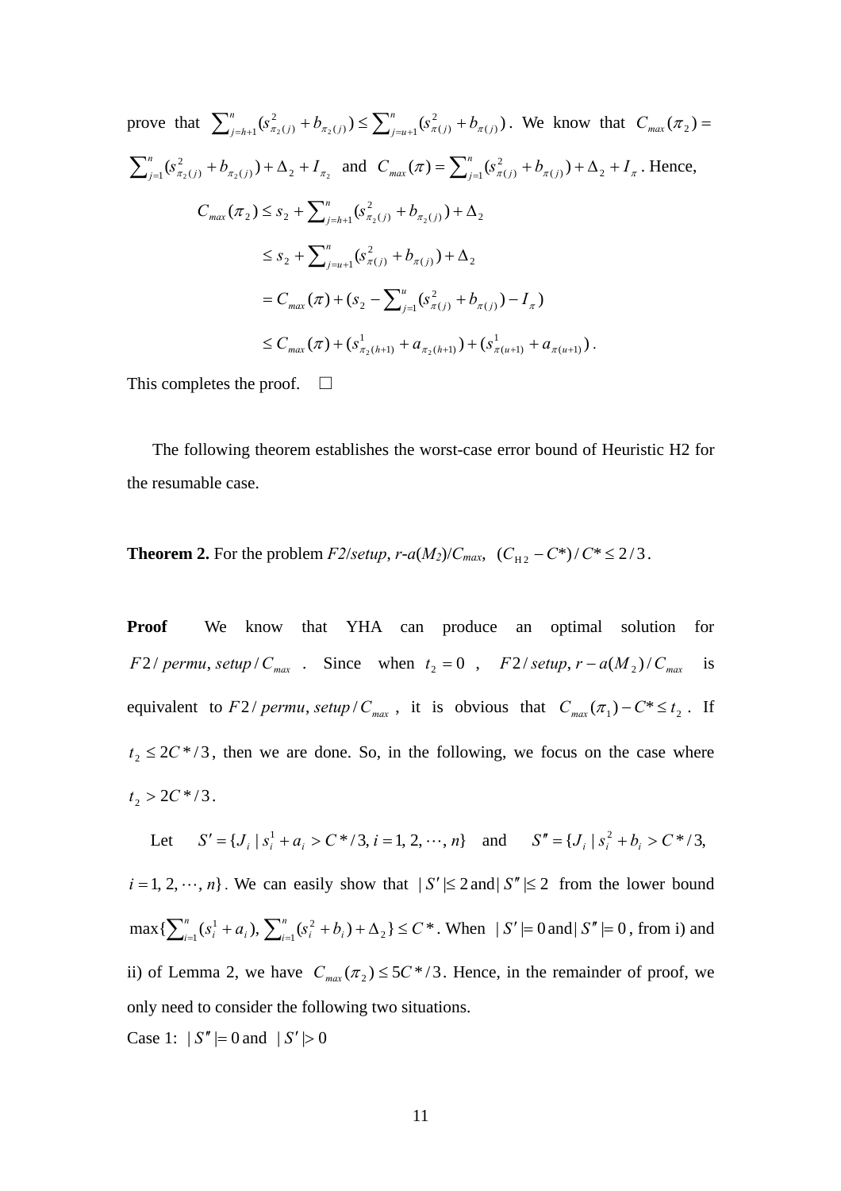prove that $\sum_{j=h+1}^{n}(s_{\pi_2(j)}^2+b_{\pi_2(j)}) \le \sum_{j=u+1}^{n}(s_{\pi(j)}^2+b_{\pi(j)})$. We know that $C_{max}(\pi_2) = \sum_{j=1}^{n}(s_{\pi_2(j)}^2+b_{\pi_2(j)})+\Delta_2+I_{\pi_2}$ and $C_{max}(\pi)=\sum_{j=1}^{n}(s_{\pi(j)}^2+b_{\pi(j)})+\Delta_2+I_{\pi}$. Hence,

$$
\begin{aligned}
C_{max}(\pi_2) &\le s_2 + \sum_{j=h+1}^{n}(s_{\pi_2(j)}^2+b_{\pi_2(j)})+\Delta_2 \\
&\le s_2 + \sum_{j=u+1}^{n}(s_{\pi(j)}^2+b_{\pi(j)})+\Delta_2 \\
&= C_{max}(\pi) + (s_2 - \sum_{j=1}^{u}(s_{\pi(j)}^2+b_{\pi(j)}) - I_{\pi}) \\
&\le C_{max}(\pi) + (s_{\pi_2(h+1)}^1 + a_{\pi_2(h+1)}) + (s_{\pi(u+1)}^1 + a_{\pi(u+1)}).
\end{aligned}
$$

This completes the proof. □

The following theorem establishes the worst-case error bound of Heuristic H2 for the resumable case.

**Theorem 2.** For the problem *F2/setup, r-a(M₂)/Cₘₐₓ*, $(C_{\mathrm{H}2}-C^*)/C^* \le 2/3$.

**Proof** We know that YHA can produce an optimal solution for $F2/permu, setup/C_{max}$. Since when $t_2 = 0$, $F2/setup, r-a(M_2)/C_{max}$ is equivalent to $F2/permu, setup/C_{max}$, it is obvious that $C_{max}(\pi_1) - C^* \le t_2$. If $t_2 \le 2C^*/3$, then we are done. So, in the following, we focus on the case where $t_2 > 2C^*/3$.

Let $S' = \{J_i \mid s_i^1 + a_i > C^*/3, i = 1, 2, \cdots, n\}$ and $S'' = \{J_i \mid s_i^2 + b_i > C^*/3, i = 1, 2, \cdots, n\}$. We can easily show that $|S'| \le 2$ and $|S''| \le 2$ from the lower bound $\max\{\sum_{i=1}^{n}(s_i^1+a_i), \sum_{i=1}^{n}(s_i^2+b_i)+\Delta_2\} \le C^*$. When $|S'| = 0$ and $|S''| = 0$, from i) and ii) of Lemma 2, we have $C_{max}(\pi_2) \le 5C^*/3$. Hence, in the remainder of proof, we only need to consider the following two situations.

Case 1: $|S''| = 0$ and $|S'| > 0$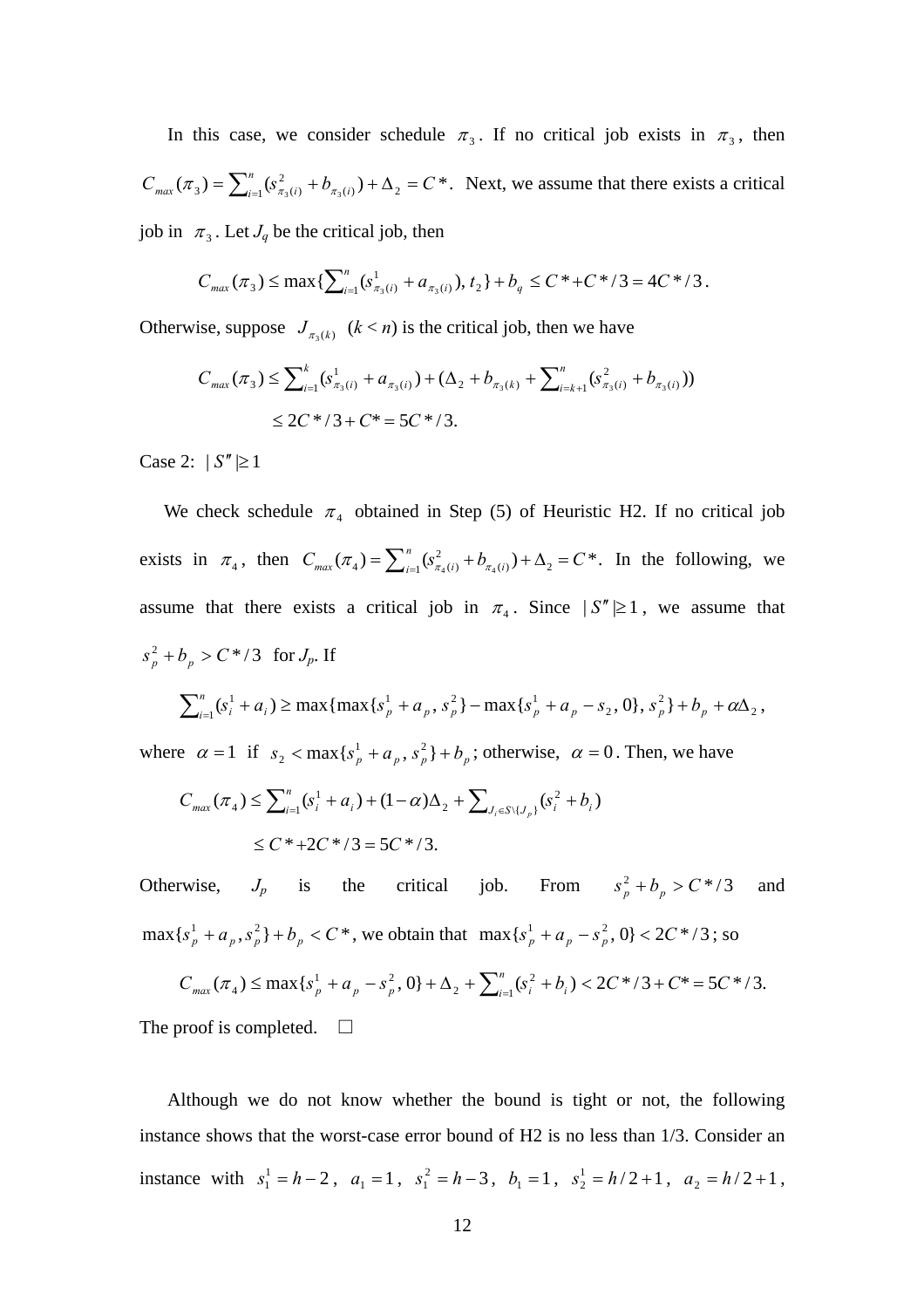In this case, we consider schedule $\pi_3$. If no critical job exists in $\pi_3$, then $C_{max}(\pi_3) = \sum_{i=1}^{n}(s^2_{\pi_3(i)} + b_{\pi_3(i)}) + \Delta_2 = C^*$. Next, we assume that there exists a critical job in $\pi_3$. Let $J_q$ be the critical job, then

$$C_{max}(\pi_3) \leq \max\{\sum_{i=1}^{n}(s^1_{\pi_3(i)} + a_{\pi_3(i)}),\, t_2\} + b_q \leq C^* + C^*/3 = 4C^*/3.$$

Otherwise, suppose $J_{\pi_3(k)}$ $(k < n)$ is the critical job, then we have

$$C_{max}(\pi_3) \leq \sum_{i=1}^{k}(s^1_{\pi_3(i)} + a_{\pi_3(i)}) + (\Delta_2 + b_{\pi_3(k)} + \sum_{i=k+1}^{n}(s^2_{\pi_3(i)} + b_{\pi_3(i)}))$$
$$\leq 2C^*/3 + C^* = 5C^*/3.$$

Case 2: $|S''| \geq 1$

We check schedule $\pi_4$ obtained in Step (5) of Heuristic H2. If no critical job exists in $\pi_4$, then $C_{max}(\pi_4) = \sum_{i=1}^{n}(s^2_{\pi_4(i)} + b_{\pi_4(i)}) + \Delta_2 = C^*$. In the following, we assume that there exists a critical job in $\pi_4$. Since $|S''| \geq 1$, we assume that $s^2_p + b_p > C^*/3$ for $J_p$. If

$$\sum_{i=1}^{n}(s^1_i + a_i) \geq \max\{\max\{s^1_p + a_p,\, s^2_p\} - \max\{s^1_p + a_p - s_2,\, 0\},\, s^2_p\} + b_p + \alpha\Delta_2,$$

where $\alpha = 1$ if $s_2 < \max\{s^1_p + a_p,\, s^2_p\} + b_p$; otherwise, $\alpha = 0$. Then, we have

$$C_{max}(\pi_4) \leq \sum_{i=1}^{n}(s^1_i + a_i) + (1-\alpha)\Delta_2 + \sum_{J_i \in S\setminus\{J_p\}}(s^2_i + b_i)$$
$$\leq C^* + 2C^*/3 = 5C^*/3.$$

Otherwise, $J_p$ is the critical job. From $s^2_p + b_p > C^*/3$ and $\max\{s^1_p + a_p, s^2_p\} + b_p < C^*$, we obtain that $\max\{s^1_p + a_p - s^2_p,\, 0\} < 2C^*/3$; so

$$C_{max}(\pi_4) \leq \max\{s^1_p + a_p - s^2_p,\, 0\} + \Delta_2 + \sum_{i=1}^{n}(s^2_i + b_i) < 2C^*/3 + C^* = 5C^*/3.$$

The proof is completed. □

Although we do not know whether the bound is tight or not, the following instance shows that the worst-case error bound of H2 is no less than 1/3. Consider an instance with $s^1_1 = h-2$, $a_1 = 1$, $s^2_1 = h-3$, $b_1 = 1$, $s^1_2 = h/2+1$, $a_2 = h/2+1$,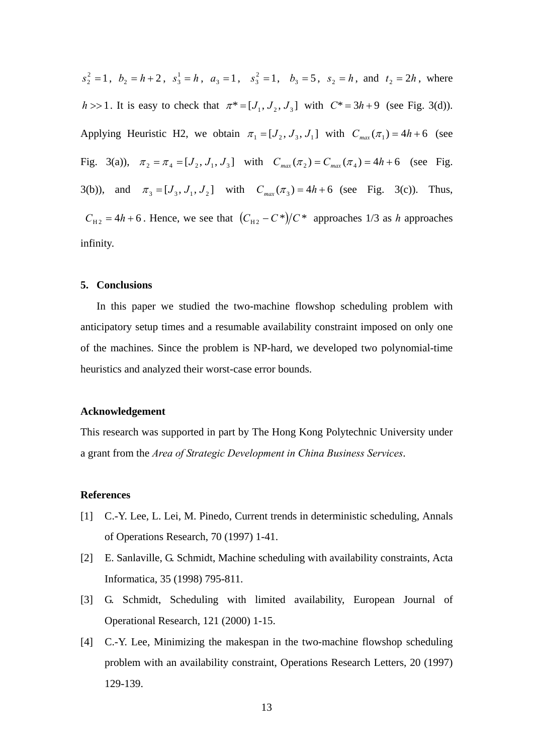$s_2^2 = 1$, $b_2 = h + 2$, $s_3^1 = h$, $a_3 = 1$, $s_3^2 = 1$, $b_3 = 5$, $s_2 = h$, and $t_2 = 2h$, where $h >> 1$. It is easy to check that $\pi^* = [J_1, J_2, J_3]$ with $C^* = 3h + 9$ (see Fig. 3(d)). Applying Heuristic H2, we obtain $\pi_1 = [J_2, J_3, J_1]$ with $C_{max}(\pi_1) = 4h + 6$ (see Fig. 3(a)), $\pi_2 = \pi_4 = [J_2, J_1, J_3]$ with $C_{max}(\pi_2) = C_{max}(\pi_4) = 4h + 6$ (see Fig. 3(b)), and $\pi_3 = [J_3, J_1, J_2]$ with $C_{max}(\pi_3) = 4h + 6$ (see Fig. 3(c)). Thus, $C_{\text{H}2} = 4h + 6$. Hence, we see that $(C_{\text{H}2} - C^*)/C^*$ approaches 1/3 as *h* approaches infinity.

## 5. Conclusions

In this paper we studied the two-machine flowshop scheduling problem with anticipatory setup times and a resumable availability constraint imposed on only one of the machines. Since the problem is NP-hard, we developed two polynomial-time heuristics and analyzed their worst-case error bounds.

**Acknowledgement**

This research was supported in part by The Hong Kong Polytechnic University under a grant from the *Area of Strategic Development in China Business Services*.

**References**

[1] C.-Y. Lee, L. Lei, M. Pinedo, Current trends in deterministic scheduling, Annals of Operations Research, 70 (1997) 1-41.

[2] E. Sanlaville, G. Schmidt, Machine scheduling with availability constraints, Acta Informatica, 35 (1998) 795-811.

[3] G. Schmidt, Scheduling with limited availability, European Journal of Operational Research, 121 (2000) 1-15.

[4] C.-Y. Lee, Minimizing the makespan in the two-machine flowshop scheduling problem with an availability constraint, Operations Research Letters, 20 (1997) 129-139.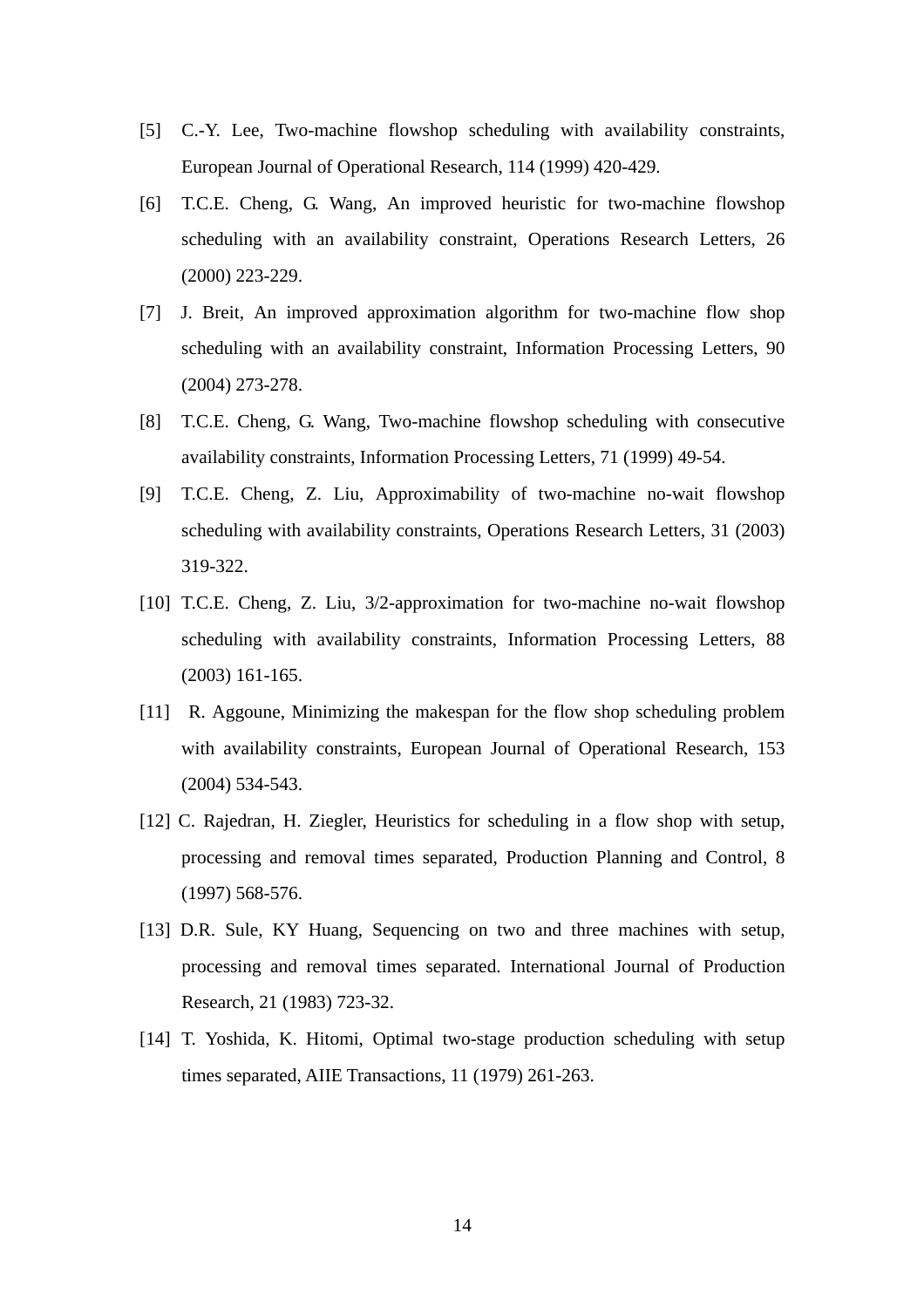[5] C.-Y. Lee, Two-machine flowshop scheduling with availability constraints, European Journal of Operational Research, 114 (1999) 420-429.

[6] T.C.E. Cheng, G. Wang, An improved heuristic for two-machine flowshop scheduling with an availability constraint, Operations Research Letters, 26 (2000) 223-229.

[7] J. Breit, An improved approximation algorithm for two-machine flow shop scheduling with an availability constraint, Information Processing Letters, 90 (2004) 273-278.

[8] T.C.E. Cheng, G. Wang, Two-machine flowshop scheduling with consecutive availability constraints, Information Processing Letters, 71 (1999) 49-54.

[9] T.C.E. Cheng, Z. Liu, Approximability of two-machine no-wait flowshop scheduling with availability constraints, Operations Research Letters, 31 (2003) 319-322.

[10] T.C.E. Cheng, Z. Liu, 3/2-approximation for two-machine no-wait flowshop scheduling with availability constraints, Information Processing Letters, 88 (2003) 161-165.

[11] R. Aggoune, Minimizing the makespan for the flow shop scheduling problem with availability constraints, European Journal of Operational Research, 153 (2004) 534-543.

[12] C. Rajedran, H. Ziegler, Heuristics for scheduling in a flow shop with setup, processing and removal times separated, Production Planning and Control, 8 (1997) 568-576.

[13] D.R. Sule, KY Huang, Sequencing on two and three machines with setup, processing and removal times separated. International Journal of Production Research, 21 (1983) 723-32.

[14] T. Yoshida, K. Hitomi, Optimal two-stage production scheduling with setup times separated, AIIE Transactions, 11 (1979) 261-263.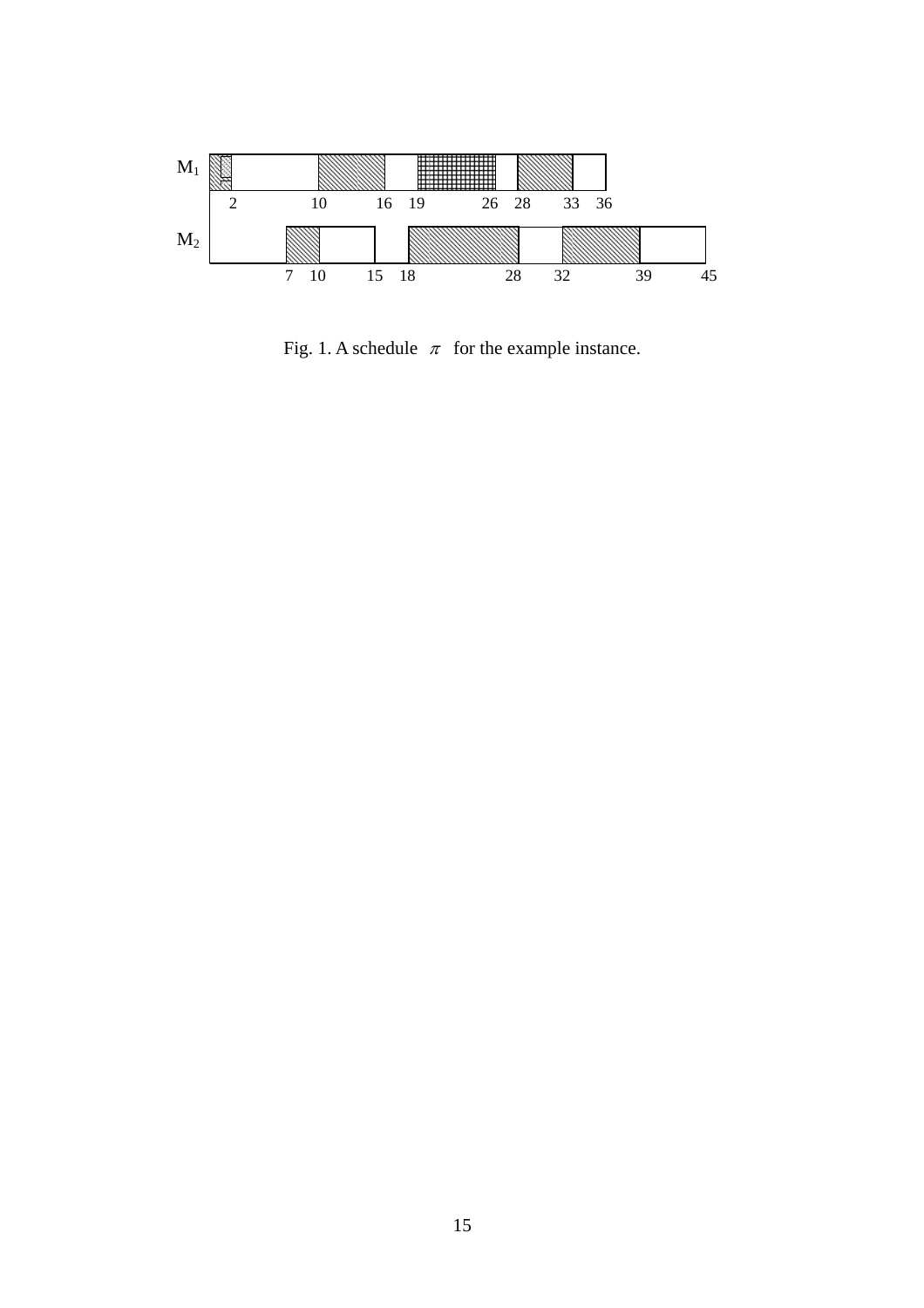Fig. 1. A schedule $\pi$ for the example instance.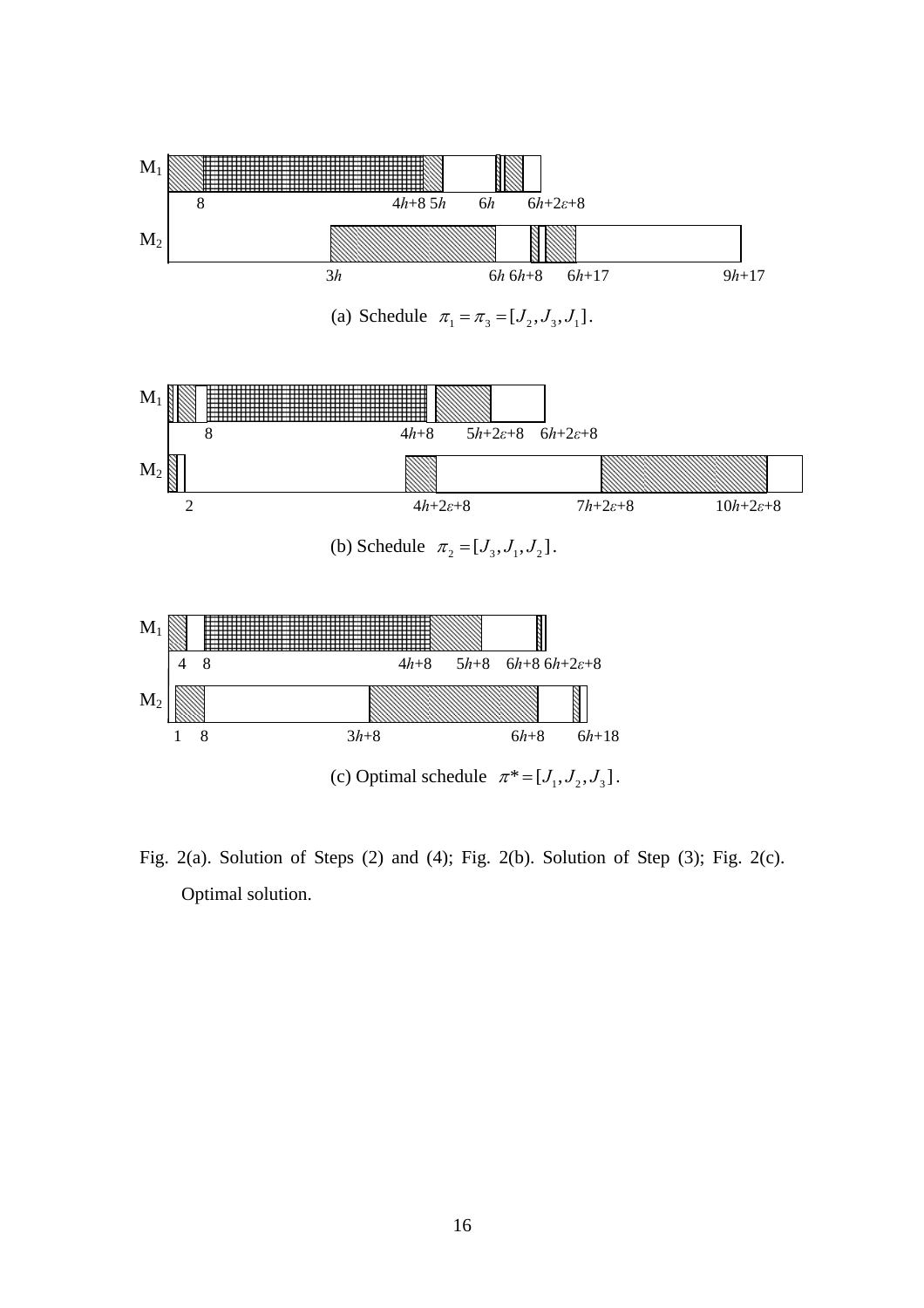M1

8 4$h$+8 5$h$ 6$h$ 6$h$+2$\varepsilon$+8

M2

3$h$ 6$h$ 6$h$+8 6$h$+17 9$h$+17

(a) Schedule $\pi_1 = \pi_3 = [J_2, J_3, J_1]$.

M1

8 4$h$+8 5$h$+2$\varepsilon$+8 6$h$+2$\varepsilon$+8

M2

2 4$h$+2$\varepsilon$+8 7$h$+2$\varepsilon$+8 10$h$+2$\varepsilon$+8

(b) Schedule $\pi_2 = [J_3, J_1, J_2]$.

M1

4 8 4$h$+8 5$h$+8 6$h$+8 6$h$+2$\varepsilon$+8

M2

1 8 3$h$+8 6$h$+8 6$h$+18

(c) Optimal schedule $\pi^* = [J_1, J_2, J_3]$.

Fig. 2(a). Solution of Steps (2) and (4); Fig. 2(b). Solution of Step (3); Fig. 2(c). Optimal solution.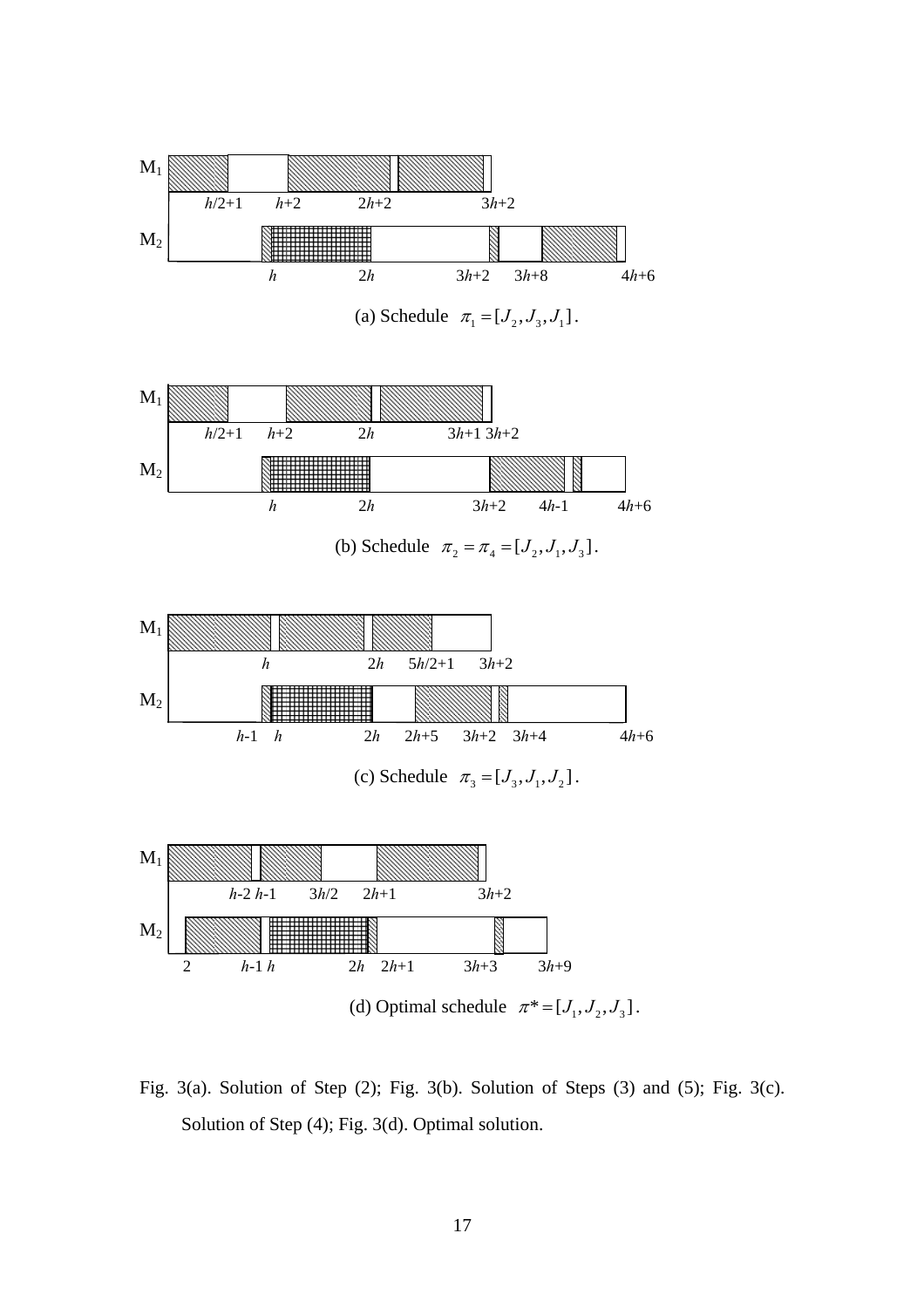M1

$h/2+1$ $h+2$ $2h+2$ $3h+2$

M2

$h$ $2h$ $3h+2$ $3h+8$ $4h+6$

(a) Schedule $\pi_1 = [J_2, J_3, J_1]$.

M1

$h/2+1$ $h+2$ $2h$ $3h+1$ $3h+2$

M2

$h$ $2h$ $3h+2$ $4h-1$ $4h+6$

(b) Schedule $\pi_2 = \pi_4 = [J_2, J_1, J_3]$.

M1

$h$ $2h$ $5h/2+1$ $3h+2$

M2

$h-1$ $h$ $2h$ $2h+5$ $3h+2$ $3h+4$ $4h+6$

(c) Schedule $\pi_3 = [J_3, J_1, J_2]$.

M1

$h-2$ $h-1$ $3h/2$ $2h+1$ $3h+2$

M2

$2$ $h-1$ $h$ $2h$ $2h+1$ $3h+3$ $3h+9$

(d) Optimal schedule $\pi^* = [J_1, J_2, J_3]$.

Fig. 3(a). Solution of Step (2); Fig. 3(b). Solution of Steps (3) and (5); Fig. 3(c). Solution of Step (4); Fig. 3(d). Optimal solution.